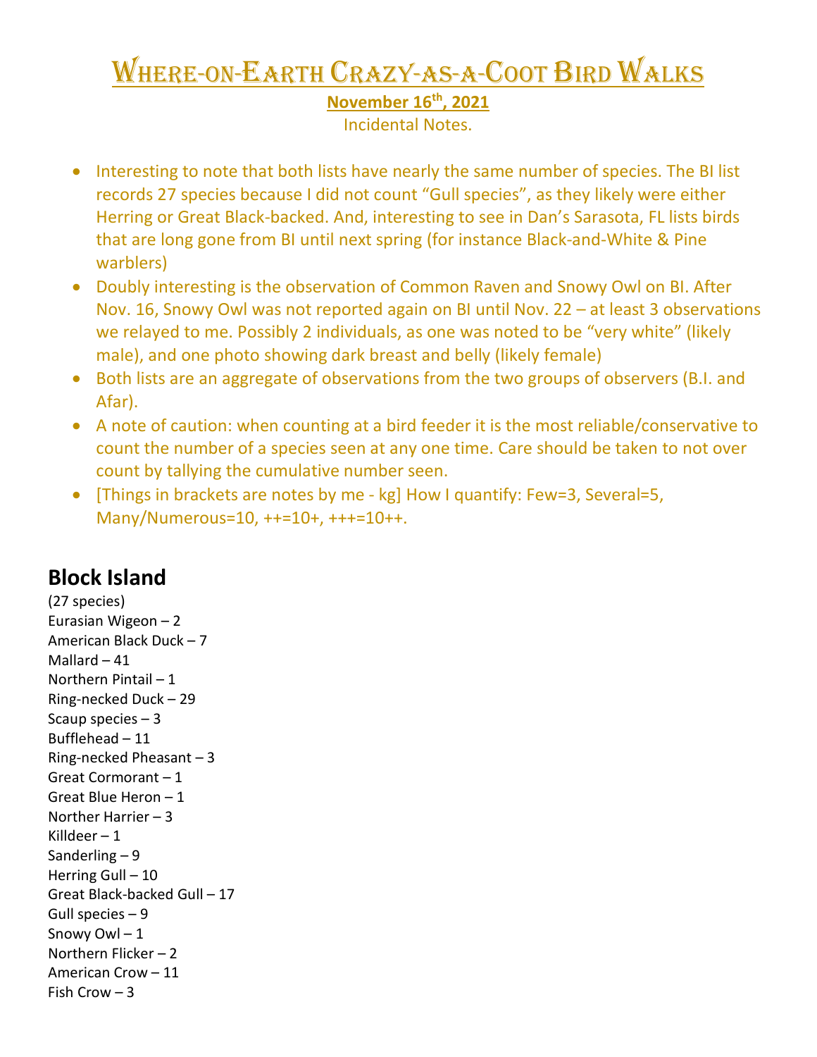# Where-on-Earth Crazy-as-a-Coot Bird Walks

**November 16th, 2021**

Incidental Notes.

- Interesting to note that both lists have nearly the same number of species. The BI list records 27 species because I did not count "Gull species", as they likely were either Herring or Great Black-backed. And, interesting to see in Dan's Sarasota, FL lists birds that are long gone from BI until next spring (for instance Black-and-White & Pine warblers)
- Doubly interesting is the observation of Common Raven and Snowy Owl on BI. After Nov. 16, Snowy Owl was not reported again on BI until Nov. 22 – at least 3 observations we relayed to me. Possibly 2 individuals, as one was noted to be "very white" (likely male), and one photo showing dark breast and belly (likely female)
- Both lists are an aggregate of observations from the two groups of observers (B.I. and Afar).
- A note of caution: when counting at a bird feeder it is the most reliable/conservative to count the number of a species seen at any one time. Care should be taken to not over count by tallying the cumulative number seen.
- [Things in brackets are notes by me - kg] How I quantify: Few=3, Several=5, Many/Numerous=10, ++=10+, +++=10++.

## Block Island

(27 species)
Eurasian Wigeon – 2
American Black Duck – 7
Mallard – 41
Northern Pintail – 1
Ring-necked Duck – 29
Scaup species – 3
Bufflehead – 11
Ring-necked Pheasant – 3
Great Cormorant – 1
Great Blue Heron – 1
Norther Harrier – 3
Killdeer – 1
Sanderling – 9
Herring Gull – 10
Great Black-backed Gull – 17
Gull species – 9
Snowy Owl – 1
Northern Flicker – 2
American Crow – 11
Fish Crow – 3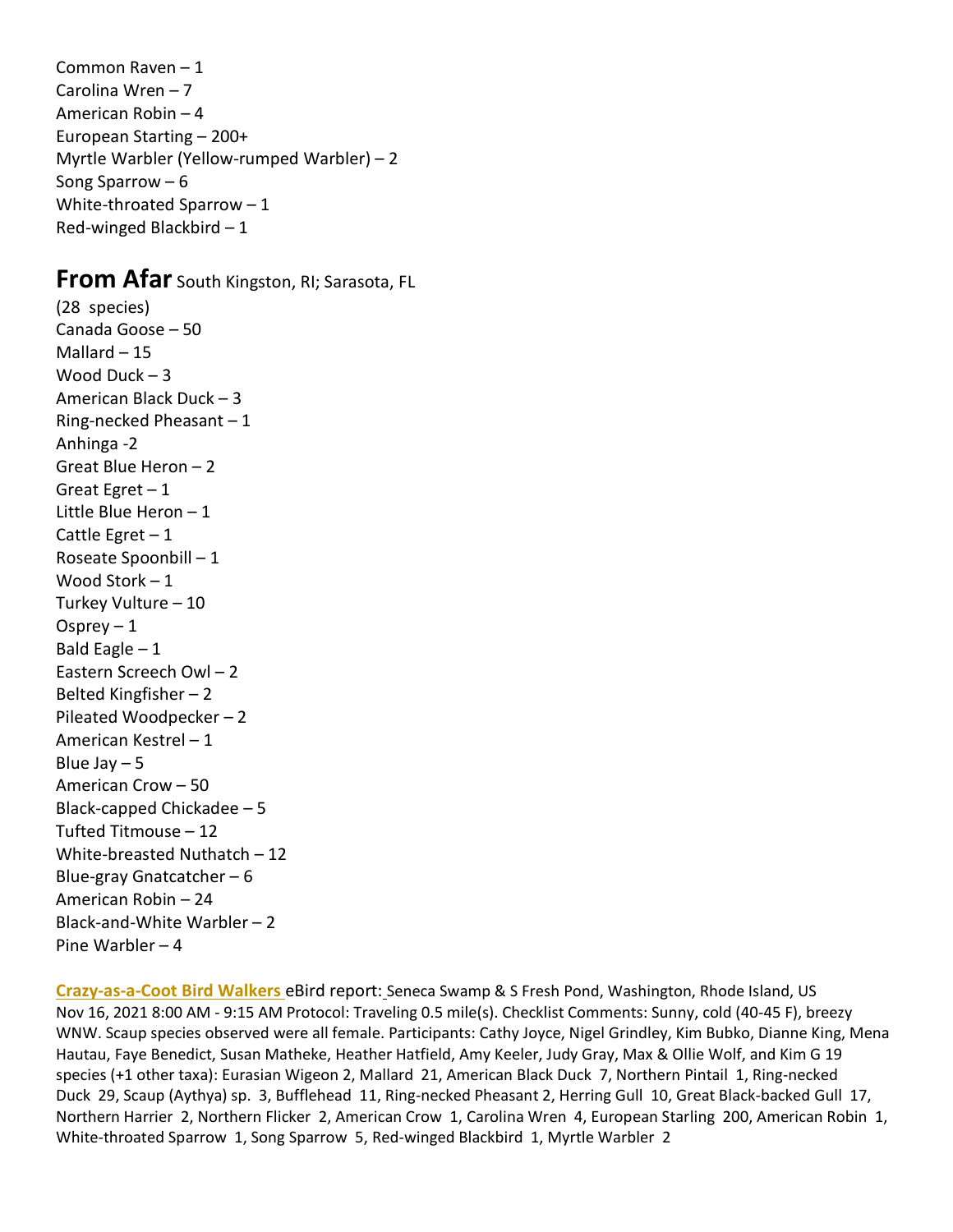Common Raven – 1
Carolina Wren – 7
American Robin – 4
European Starting – 200+
Myrtle Warbler (Yellow-rumped Warbler) – 2
Song Sparrow – 6
White-throated Sparrow – 1
Red-winged Blackbird – 1

## From Afar South Kingston, RI; Sarasota, FL

(28 species)
Canada Goose – 50
Mallard – 15
Wood Duck – 3
American Black Duck – 3
Ring-necked Pheasant – 1
Anhinga -2
Great Blue Heron – 2
Great Egret – 1
Little Blue Heron – 1
Cattle Egret – 1
Roseate Spoonbill – 1
Wood Stork – 1
Turkey Vulture – 10
Osprey – 1
Bald Eagle – 1
Eastern Screech Owl – 2
Belted Kingfisher – 2
Pileated Woodpecker – 2
American Kestrel – 1
Blue Jay – 5
American Crow – 50
Black-capped Chickadee – 5
Tufted Titmouse – 12
White-breasted Nuthatch – 12
Blue-gray Gnatcatcher – 6
American Robin – 24
Black-and-White Warbler – 2
Pine Warbler – 4

**Crazy-as-a-Coot Bird Walkers** eBird report: Seneca Swamp & S Fresh Pond, Washington, Rhode Island, US Nov 16, 2021 8:00 AM - 9:15 AM Protocol: Traveling 0.5 mile(s). Checklist Comments: Sunny, cold (40-45 F), breezy WNW. Scaup species observed were all female. Participants: Cathy Joyce, Nigel Grindley, Kim Bubko, Dianne King, Mena Hautau, Faye Benedict, Susan Matheke, Heather Hatfield, Amy Keeler, Judy Gray, Max & Ollie Wolf, and Kim G 19 species (+1 other taxa): Eurasian Wigeon 2, Mallard 21, American Black Duck 7, Northern Pintail 1, Ring-necked Duck 29, Scaup (Aythya) sp. 3, Bufflehead 11, Ring-necked Pheasant 2, Herring Gull 10, Great Black-backed Gull 17, Northern Harrier 2, Northern Flicker 2, American Crow 1, Carolina Wren 4, European Starling 200, American Robin 1, White-throated Sparrow 1, Song Sparrow 5, Red-winged Blackbird 1, Myrtle Warbler 2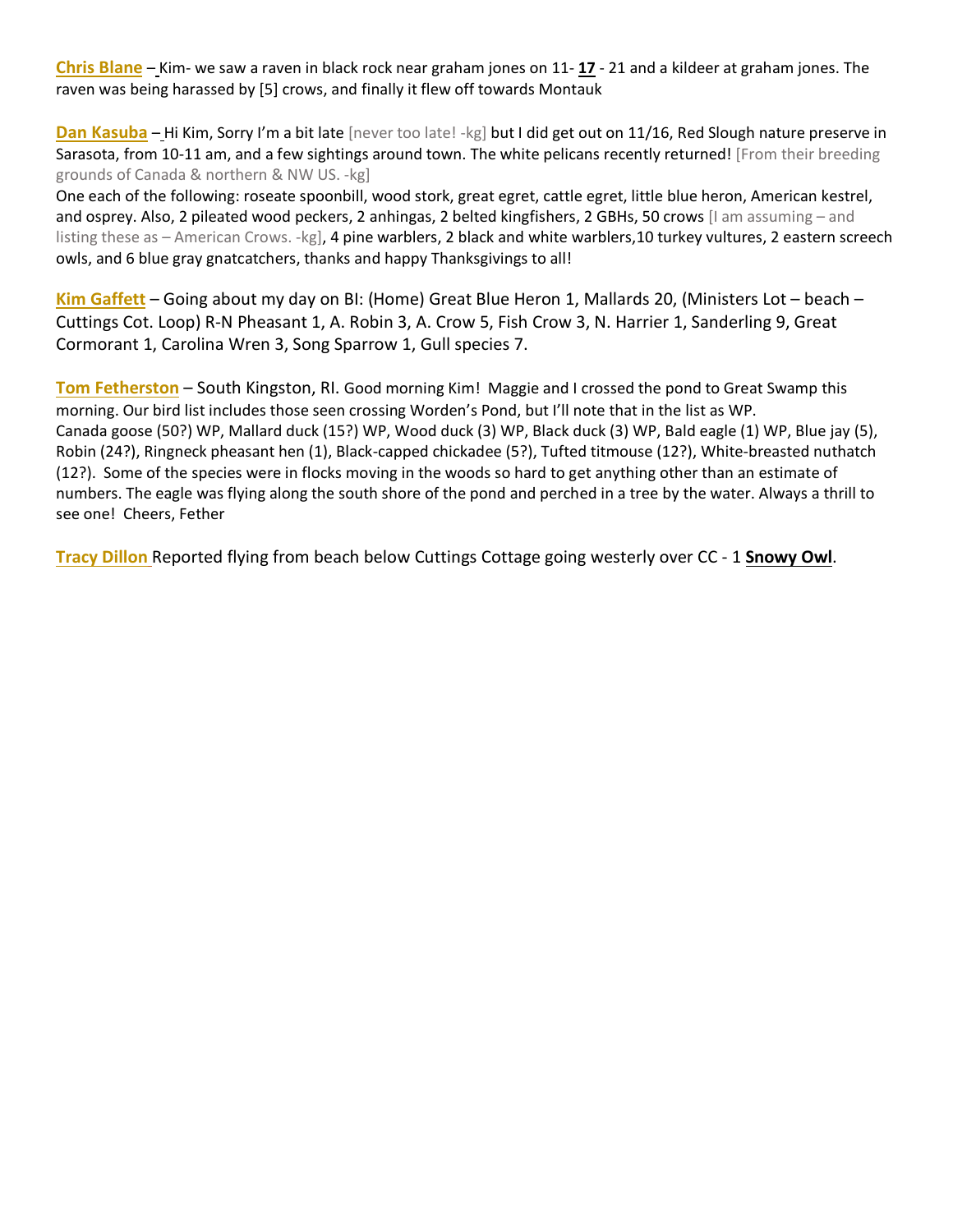**Chris Blane** – Kim- we saw a raven in black rock near graham jones on 11- **17** - 21 and a kildeer at graham jones. The raven was being harassed by [5] crows, and finally it flew off towards Montauk

**Dan Kasuba** – Hi Kim, Sorry I'm a bit late [never too late! -kg] but I did get out on 11/16, Red Slough nature preserve in Sarasota, from 10-11 am, and a few sightings around town. The white pelicans recently returned! [From their breeding grounds of Canada & northern & NW US. -kg]
One each of the following: roseate spoonbill, wood stork, great egret, cattle egret, little blue heron, American kestrel, and osprey. Also, 2 pileated wood peckers, 2 anhingas, 2 belted kingfishers, 2 GBHs, 50 crows [I am assuming – and listing these as – American Crows. -kg], 4 pine warblers, 2 black and white warblers,10 turkey vultures, 2 eastern screech owls, and 6 blue gray gnatcatchers, thanks and happy Thanksgivings to all!

**Kim Gaffett** – Going about my day on BI: (Home) Great Blue Heron 1, Mallards 20, (Ministers Lot – beach – Cuttings Cot. Loop) R-N Pheasant 1, A. Robin 3, A. Crow 5, Fish Crow 3, N. Harrier 1, Sanderling 9, Great Cormorant 1, Carolina Wren 3, Song Sparrow 1, Gull species 7.

**Tom Fetherston** – South Kingston, RI. Good morning Kim! Maggie and I crossed the pond to Great Swamp this morning. Our bird list includes those seen crossing Worden's Pond, but I'll note that in the list as WP.
Canada goose (50?) WP, Mallard duck (15?) WP, Wood duck (3) WP, Black duck (3) WP, Bald eagle (1) WP, Blue jay (5), Robin (24?), Ringneck pheasant hen (1), Black-capped chickadee (5?), Tufted titmouse (12?), White-breasted nuthatch (12?). Some of the species were in flocks moving in the woods so hard to get anything other than an estimate of numbers. The eagle was flying along the south shore of the pond and perched in a tree by the water. Always a thrill to see one! Cheers, Fether

**Tracy Dillon** Reported flying from beach below Cuttings Cottage going westerly over CC - 1 **Snowy Owl**.